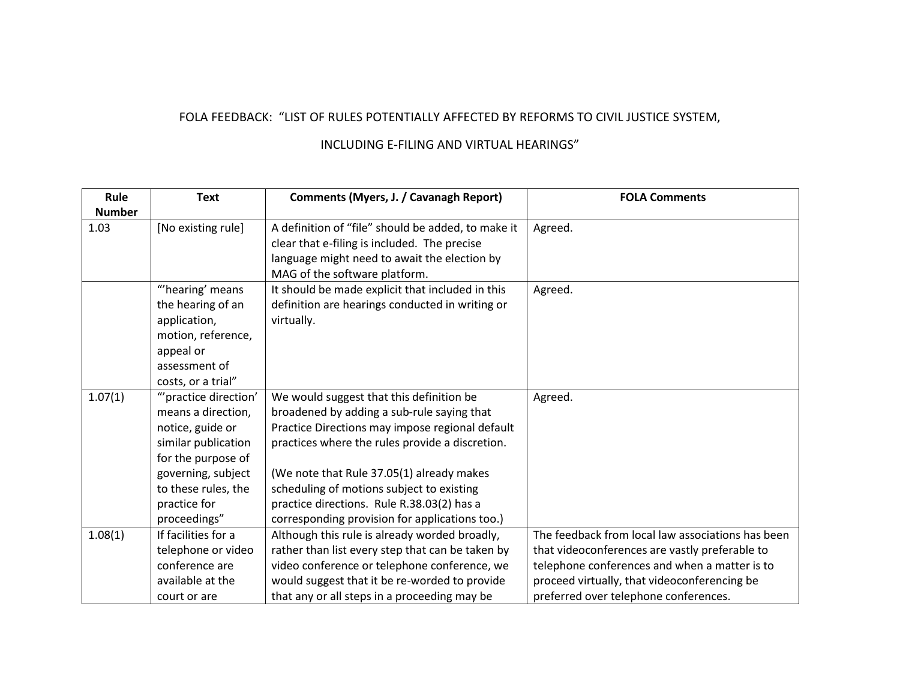FOLA FEEDBACK: "LIST OF RULES POTENTIALLY AFFECTED BY REFORMS TO CIVIL JUSTICE SYSTEM,

INCLUDING E-FILING AND VIRTUAL HEARINGS"

| Rule Number | Text | Comments (Myers, J. / Cavanagh Report) | FOLA Comments |
|---|---|---|---|
| 1.03 | [No existing rule] | A definition of "file" should be added, to make it clear that e-filing is included. The precise language might need to await the election by MAG of the software platform. | Agreed. |
| | "'hearing' means the hearing of an application, motion, reference, appeal or assessment of costs, or a trial" | It should be made explicit that included in this definition are hearings conducted in writing or virtually. | Agreed. |
| 1.07(1) | "'practice direction' means a direction, notice, guide or similar publication for the purpose of governing, subject to these rules, the practice for proceedings" | We would suggest that this definition be broadened by adding a sub-rule saying that Practice Directions may impose regional default practices where the rules provide a discretion.<br><br>(We note that Rule 37.05(1) already makes scheduling of motions subject to existing practice directions. Rule R.38.03(2) has a corresponding provision for applications too.) | Agreed. |
| 1.08(1) | If facilities for a telephone or video conference are available at the court or are | Although this rule is already worded broadly, rather than list every step that can be taken by video conference or telephone conference, we would suggest that it be re-worded to provide that any or all steps in a proceeding may be | The feedback from local law associations has been that videoconferences are vastly preferable to telephone conferences and when a matter is to proceed virtually, that videoconferencing be preferred over telephone conferences. |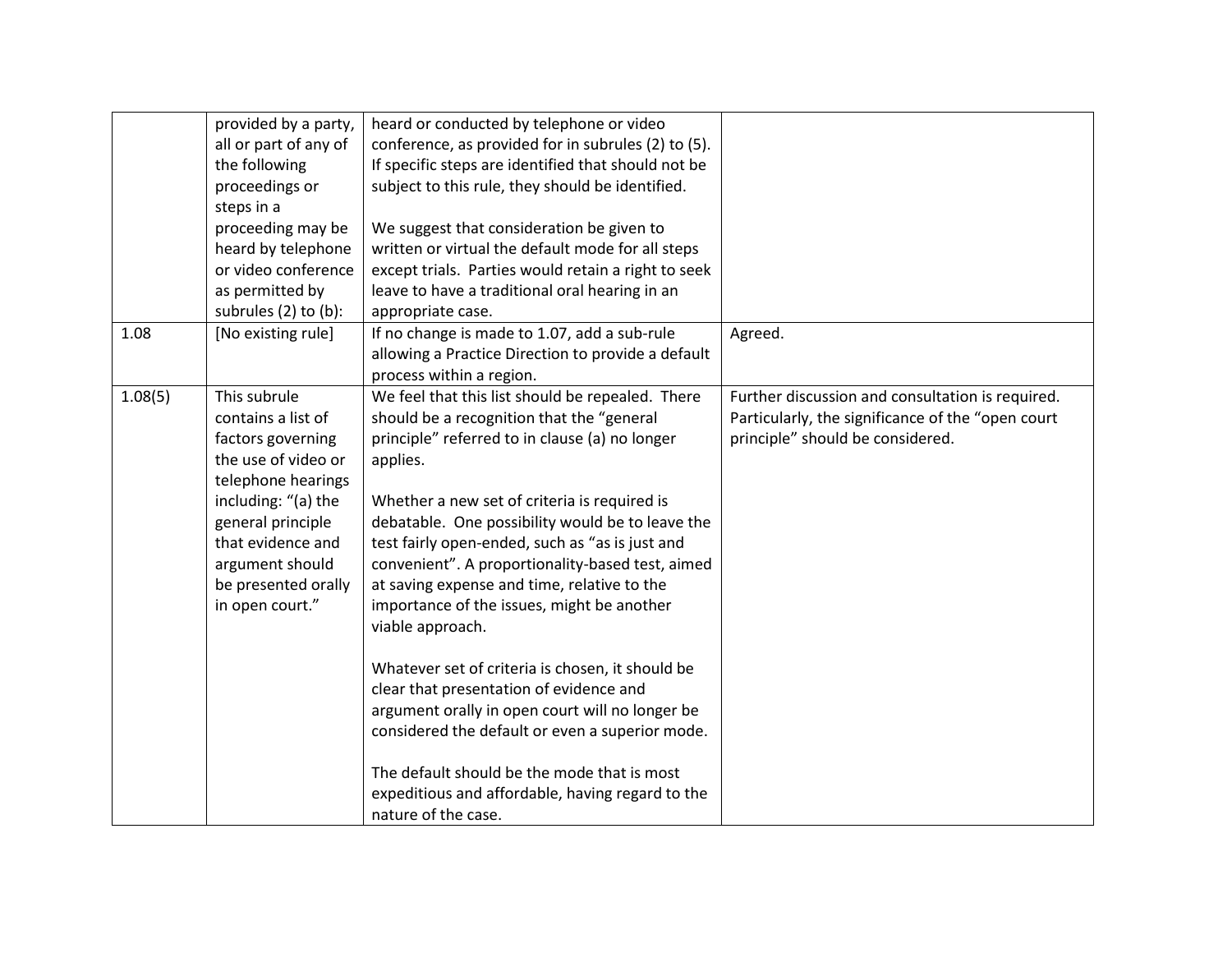| | | | |
|---|---|---|---|
| | provided by a party, all or part of any of the following proceedings or steps in a proceeding may be heard by telephone or video conference as permitted by subrules (2) to (b): | heard or conducted by telephone or video conference, as provided for in subrules (2) to (5). If specific steps are identified that should not be subject to this rule, they should be identified.<br><br>We suggest that consideration be given to written or virtual the default mode for all steps except trials. Parties would retain a right to seek leave to have a traditional oral hearing in an appropriate case. | |
| 1.08 | [No existing rule] | If no change is made to 1.07, add a sub-rule allowing a Practice Direction to provide a default process within a region. | Agreed. |
| 1.08(5) | This subrule contains a list of factors governing the use of video or telephone hearings including: "(a) the general principle that evidence and argument should be presented orally in open court." | We feel that this list should be repealed. There should be a recognition that the "general principle" referred to in clause (a) no longer applies.<br><br>Whether a new set of criteria is required is debatable. One possibility would be to leave the test fairly open-ended, such as "as is just and convenient". A proportionality-based test, aimed at saving expense and time, relative to the importance of the issues, might be another viable approach.<br><br>Whatever set of criteria is chosen, it should be clear that presentation of evidence and argument orally in open court will no longer be considered the default or even a superior mode.<br><br>The default should be the mode that is most expeditious and affordable, having regard to the nature of the case. | Further discussion and consultation is required. Particularly, the significance of the "open court principle" should be considered. |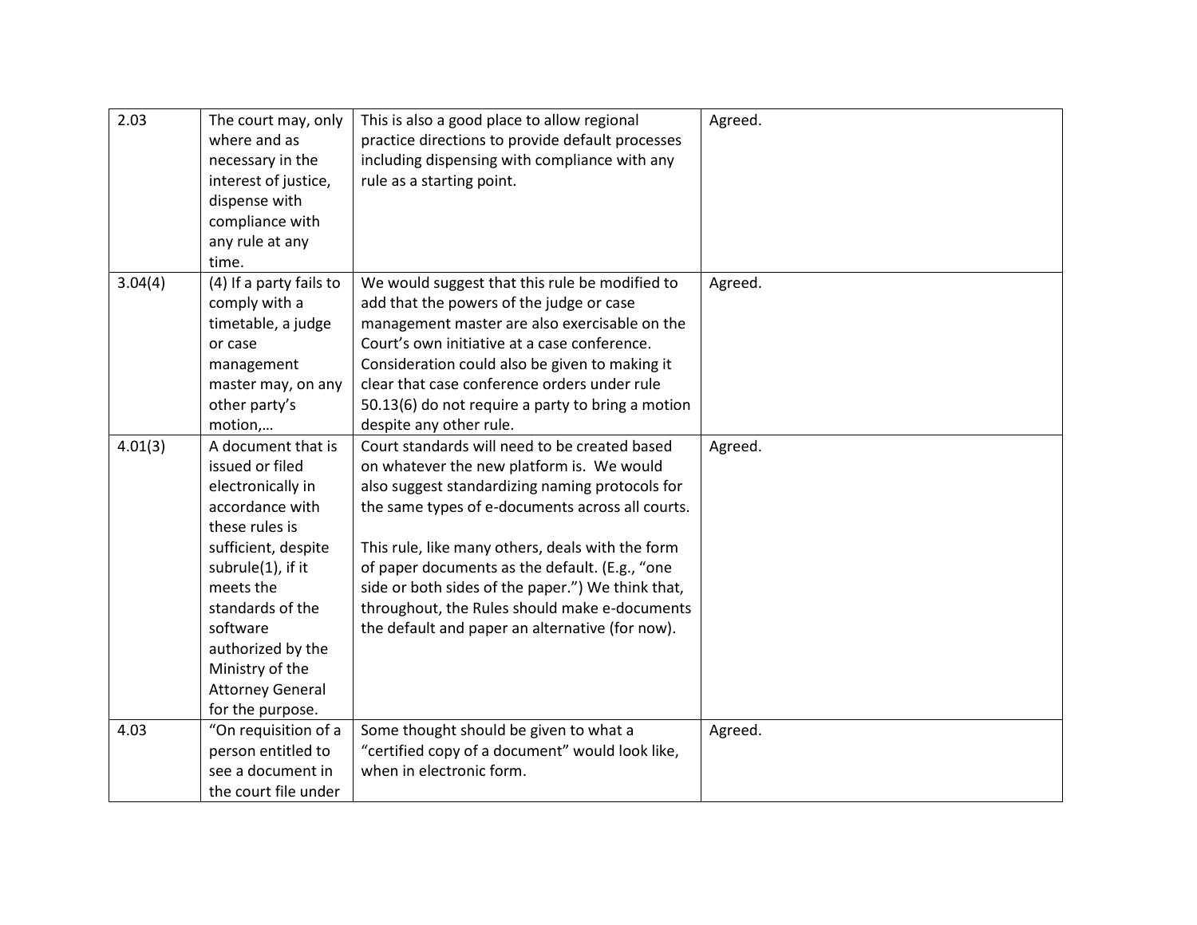| | | | |
|---|---|---|---|
| 2.03 | The court may, only where and as necessary in the interest of justice, dispense with compliance with any rule at any time. | This is also a good place to allow regional practice directions to provide default processes including dispensing with compliance with any rule as a starting point. | Agreed. |
| 3.04(4) | (4) If a party fails to comply with a timetable, a judge or case management master may, on any other party's motion,… | We would suggest that this rule be modified to add that the powers of the judge or case management master are also exercisable on the Court's own initiative at a case conference. Consideration could also be given to making it clear that case conference orders under rule 50.13(6) do not require a party to bring a motion despite any other rule. | Agreed. |
| 4.01(3) | A document that is issued or filed electronically in accordance with these rules is sufficient, despite subrule(1), if it meets the standards of the software authorized by the Ministry of the Attorney General for the purpose. | Court standards will need to be created based on whatever the new platform is. We would also suggest standardizing naming protocols for the same types of e-documents across all courts.<br><br>This rule, like many others, deals with the form of paper documents as the default. (E.g., "one side or both sides of the paper.") We think that, throughout, the Rules should make e-documents the default and paper an alternative (for now). | Agreed. |
| 4.03 | "On requisition of a person entitled to see a document in the court file under | Some thought should be given to what a "certified copy of a document" would look like, when in electronic form. | Agreed. |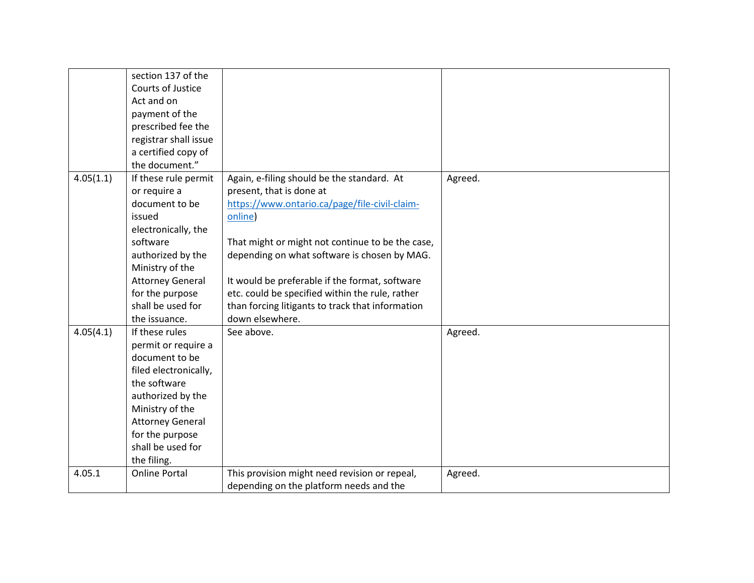| | | | |
|---|---|---|---|
| | section 137 of the Courts of Justice Act and on payment of the prescribed fee the registrar shall issue a certified copy of the document." | | |
| 4.05(1.1) | If these rule permit or require a document to be issued electronically, the software authorized by the Ministry of the Attorney General for the purpose shall be used for the issuance. | Again, e-filing should be the standard. At present, that is done at [https://www.ontario.ca/page/file-civil-claim-online](https://www.ontario.ca/page/file-civil-claim-online))<br><br>That might or might not continue to be the case, depending on what software is chosen by MAG.<br><br>It would be preferable if the format, software etc. could be specified within the rule, rather than forcing litigants to track that information down elsewhere. | Agreed. |
| 4.05(4.1) | If these rules permit or require a document to be filed electronically, the software authorized by the Ministry of the Attorney General for the purpose shall be used for the filing. | See above. | Agreed. |
| 4.05.1 | Online Portal | This provision might need revision or repeal, depending on the platform needs and the | Agreed. |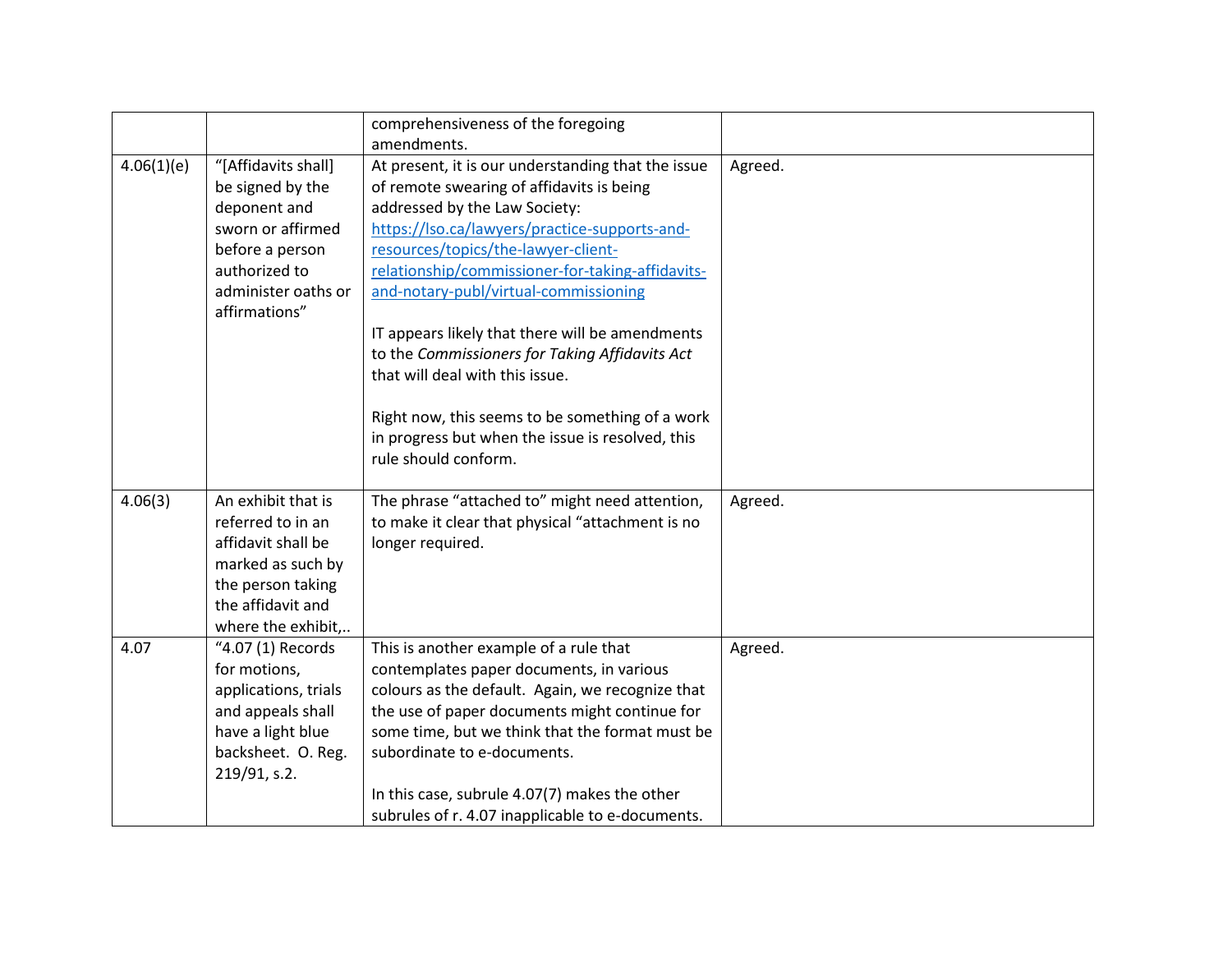| | | | |
|---|---|---|---|
| | | comprehensiveness of the foregoing amendments. | |
| 4.06(1)(e) | "[Affidavits shall] be signed by the deponent and sworn or affirmed before a person authorized to administer oaths or affirmations" | At present, it is our understanding that the issue of remote swearing of affidavits is being addressed by the Law Society: [https://lso.ca/lawyers/practice-supports-and-resources/topics/the-lawyer-client-relationship/commissioner-for-taking-affidavits-and-notary-publ/virtual-commissioning](https://lso.ca/lawyers/practice-supports-and-resources/topics/the-lawyer-client-relationship/commissioner-for-taking-affidavits-and-notary-publ/virtual-commissioning)<br><br>IT appears likely that there will be amendments to the *Commissioners for Taking Affidavits Act* that will deal with this issue.<br><br>Right now, this seems to be something of a work in progress but when the issue is resolved, this rule should conform. | Agreed. |
| 4.06(3) | An exhibit that is referred to in an affidavit shall be marked as such by the person taking the affidavit and where the exhibit,.. | The phrase "attached to" might need attention, to make it clear that physical "attachment is no longer required. | Agreed. |
| 4.07 | "4.07 (1) Records for motions, applications, trials and appeals shall have a light blue backsheet. O. Reg. 219/91, s.2. | This is another example of a rule that contemplates paper documents, in various colours as the default. Again, we recognize that the use of paper documents might continue for some time, but we think that the format must be subordinate to e-documents.<br><br>In this case, subrule 4.07(7) makes the other subrules of r. 4.07 inapplicable to e-documents. | Agreed. |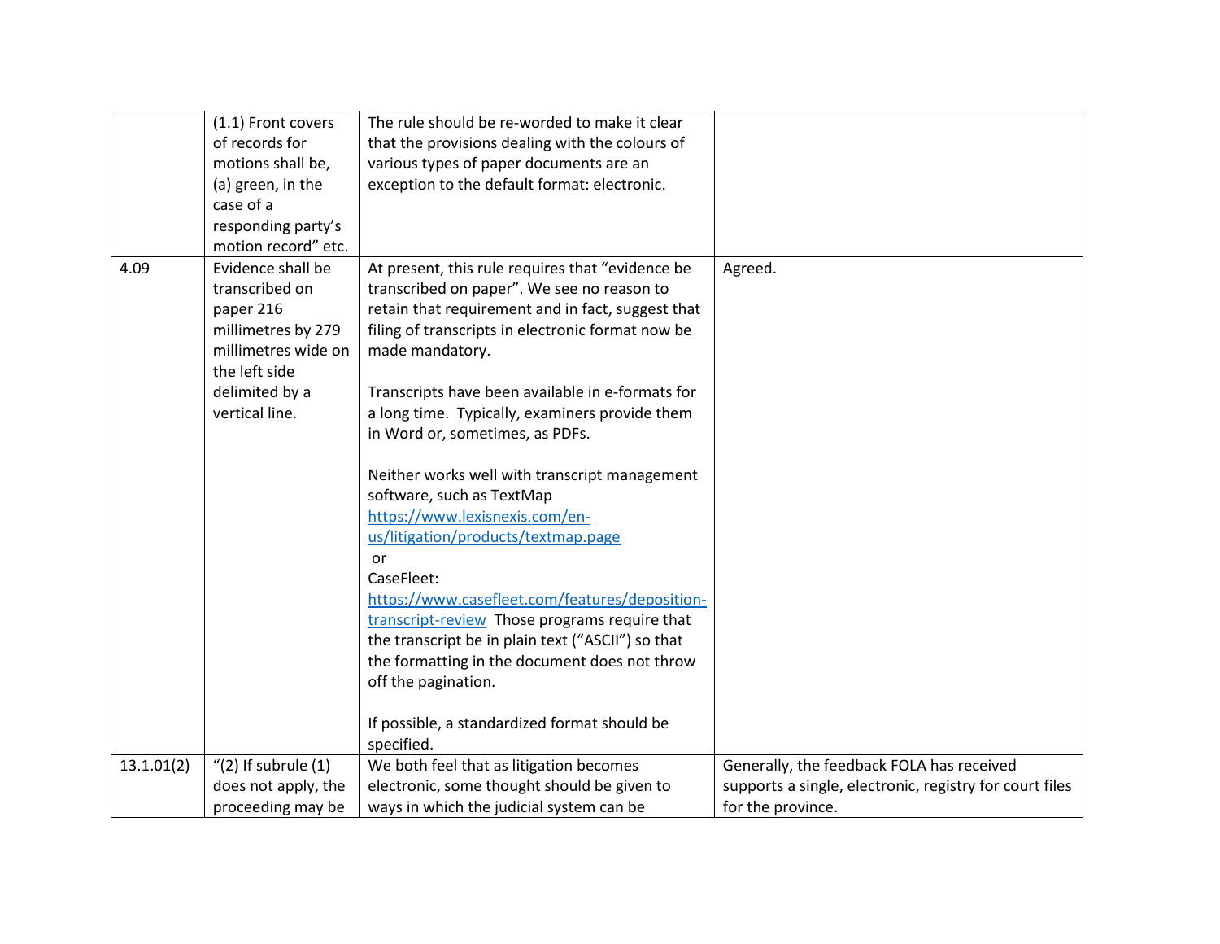| | | | |
|---|---|---|---|
| | (1.1) Front covers of records for motions shall be, (a) green, in the case of a responding party's motion record" etc. | The rule should be re-worded to make it clear that the provisions dealing with the colours of various types of paper documents are an exception to the default format: electronic. | |
| 4.09 | Evidence shall be transcribed on paper 216 millimetres by 279 millimetres wide on the left side delimited by a vertical line. | At present, this rule requires that "evidence be transcribed on paper". We see no reason to retain that requirement and in fact, suggest that filing of transcripts in electronic format now be made mandatory.<br><br>Transcripts have been available in e-formats for a long time. Typically, examiners provide them in Word or, sometimes, as PDFs.<br><br>Neither works well with transcript management software, such as TextMap [https://www.lexisnexis.com/en-us/litigation/products/textmap.page](https://www.lexisnexis.com/en-us/litigation/products/textmap.page) or CaseFleet: [https://www.casefleet.com/features/deposition-transcript-review](https://www.casefleet.com/features/deposition-transcript-review) Those programs require that the transcript be in plain text ("ASCII") so that the formatting in the document does not throw off the pagination.<br><br>If possible, a standardized format should be specified. | Agreed. |
| 13.1.01(2) | "(2) If subrule (1) does not apply, the proceeding may be | We both feel that as litigation becomes electronic, some thought should be given to ways in which the judicial system can be | Generally, the feedback FOLA has received supports a single, electronic, registry for court files for the province. |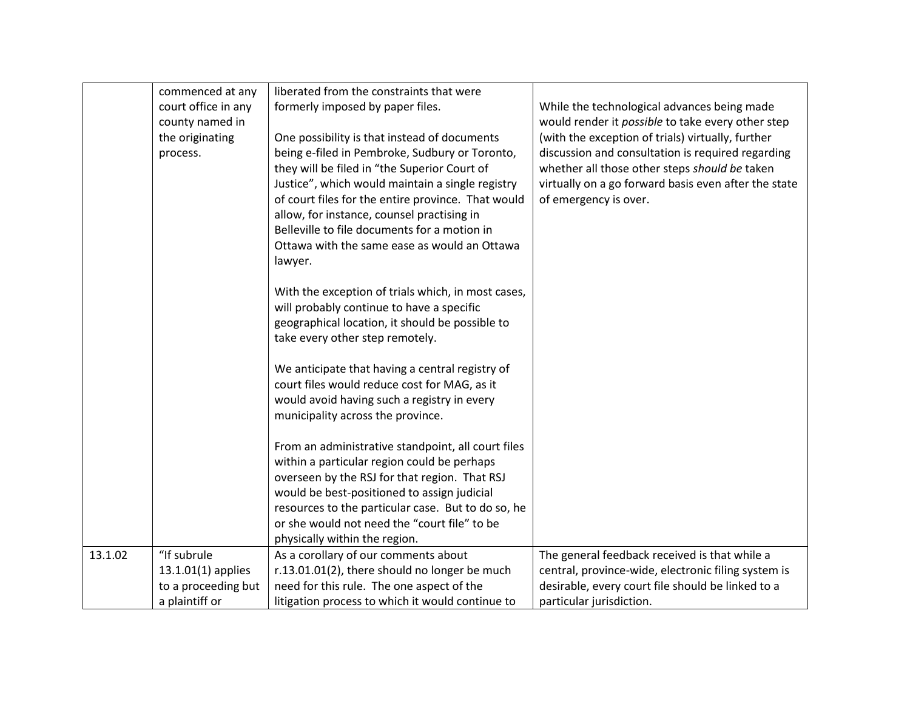| | | | |
|---|---|---|---|
| | commenced at any court office in any county named in the originating process. | liberated from the constraints that were formerly imposed by paper files.<br><br>One possibility is that instead of documents being e-filed in Pembroke, Sudbury or Toronto, they will be filed in "the Superior Court of Justice", which would maintain a single registry of court files for the entire province. That would allow, for instance, counsel practising in Belleville to file documents for a motion in Ottawa with the same ease as would an Ottawa lawyer.<br><br>With the exception of trials which, in most cases, will probably continue to have a specific geographical location, it should be possible to take every other step remotely.<br><br>We anticipate that having a central registry of court files would reduce cost for MAG, as it would avoid having such a registry in every municipality across the province.<br><br>From an administrative standpoint, all court files within a particular region could be perhaps overseen by the RSJ for that region. That RSJ would be best-positioned to assign judicial resources to the particular case. But to do so, he or she would not need the "court file" to be physically within the region. | While the technological advances being made would render it *possible* to take every other step (with the exception of trials) virtually, further discussion and consultation is required regarding whether all those other steps *should be* taken virtually on a go forward basis even after the state of emergency is over. |
| 13.1.02 | "If subrule 13.1.01(1) applies to a proceeding but a plaintiff or | As a corollary of our comments about r.13.01.01(2), there should no longer be much need for this rule. The one aspect of the litigation process to which it would continue to | The general feedback received is that while a central, province-wide, electronic filing system is desirable, every court file should be linked to a particular jurisdiction. |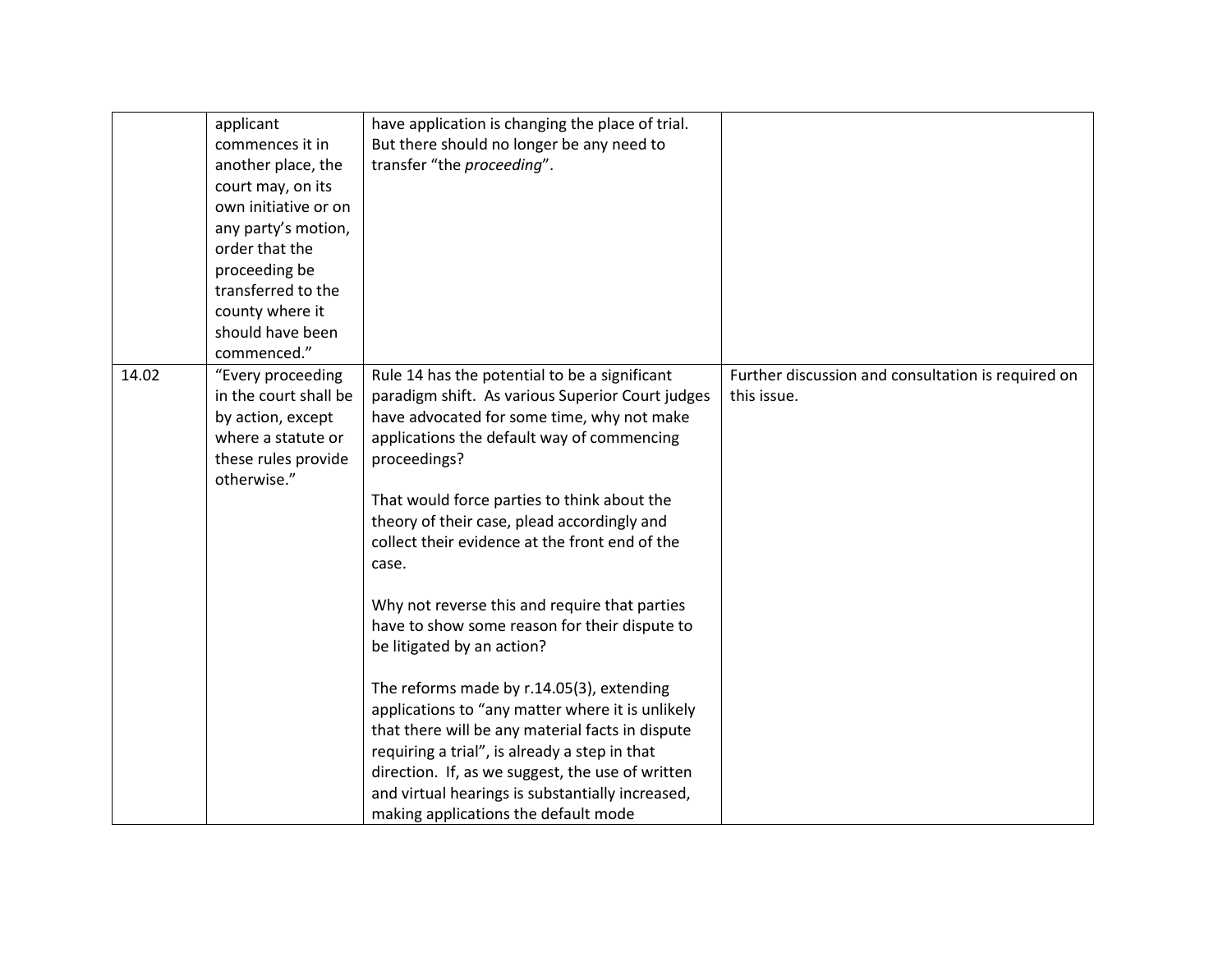| | | | |
|---|---|---|---|
| | applicant commences it in another place, the court may, on its own initiative or on any party's motion, order that the proceeding be transferred to the county where it should have been commenced." | have application is changing the place of trial. But there should no longer be any need to transfer "the *proceeding*". | |
| 14.02 | "Every proceeding in the court shall be by action, except where a statute or these rules provide otherwise." | Rule 14 has the potential to be a significant paradigm shift. As various Superior Court judges have advocated for some time, why not make applications the default way of commencing proceedings?<br><br>That would force parties to think about the theory of their case, plead accordingly and collect their evidence at the front end of the case.<br><br>Why not reverse this and require that parties have to show some reason for their dispute to be litigated by an action?<br><br>The reforms made by r.14.05(3), extending applications to "any matter where it is unlikely that there will be any material facts in dispute requiring a trial", is already a step in that direction. If, as we suggest, the use of written and virtual hearings is substantially increased, making applications the default mode | Further discussion and consultation is required on this issue. |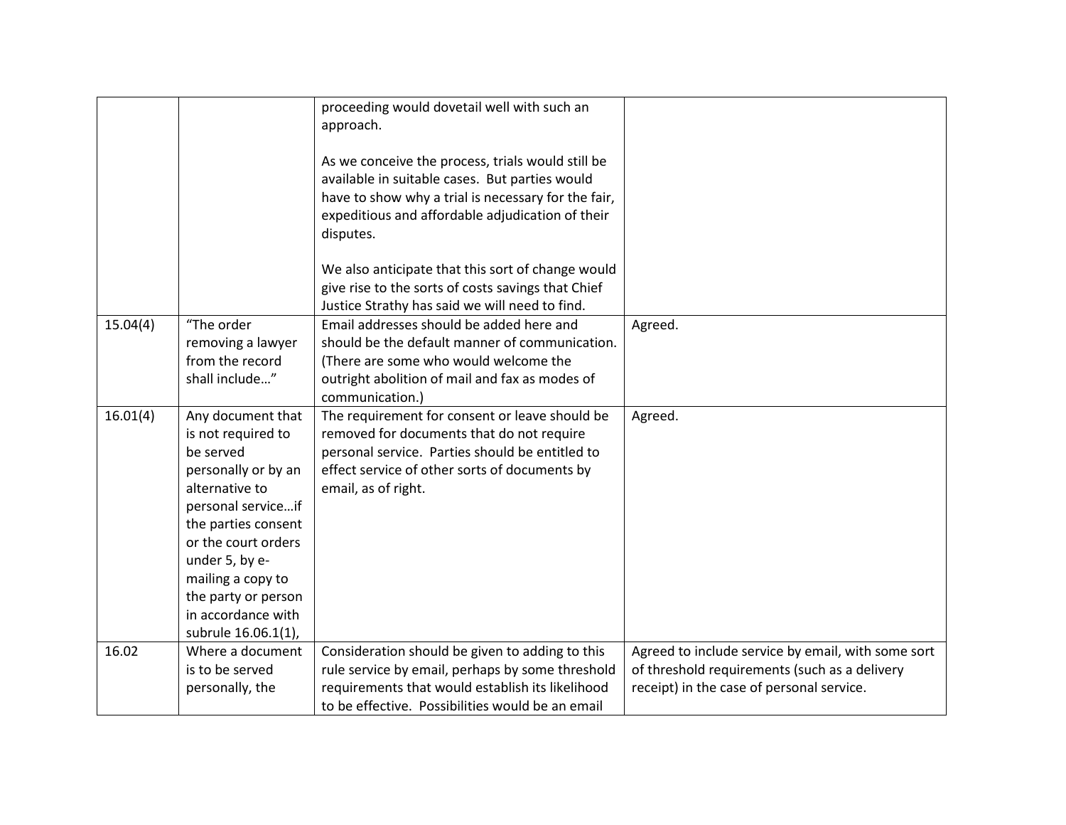| | | | |
|---|---|---|---|
| | | proceeding would dovetail well with such an approach.<br><br>As we conceive the process, trials would still be available in suitable cases. But parties would have to show why a trial is necessary for the fair, expeditious and affordable adjudication of their disputes.<br><br>We also anticipate that this sort of change would give rise to the sorts of costs savings that Chief Justice Strathy has said we will need to find. | |
| 15.04(4) | "The order removing a lawyer from the record shall include…" | Email addresses should be added here and should be the default manner of communication. (There are some who would welcome the outright abolition of mail and fax as modes of communication.) | Agreed. |
| 16.01(4) | Any document that is not required to be served personally or by an alternative to personal service…if the parties consent or the court orders under 5, by e-mailing a copy to the party or person in accordance with subrule 16.06.1(1), | The requirement for consent or leave should be removed for documents that do not require personal service. Parties should be entitled to effect service of other sorts of documents by email, as of right. | Agreed. |
| 16.02 | Where a document is to be served personally, the | Consideration should be given to adding to this rule service by email, perhaps by some threshold requirements that would establish its likelihood to be effective. Possibilities would be an email | Agreed to include service by email, with some sort of threshold requirements (such as a delivery receipt) in the case of personal service. |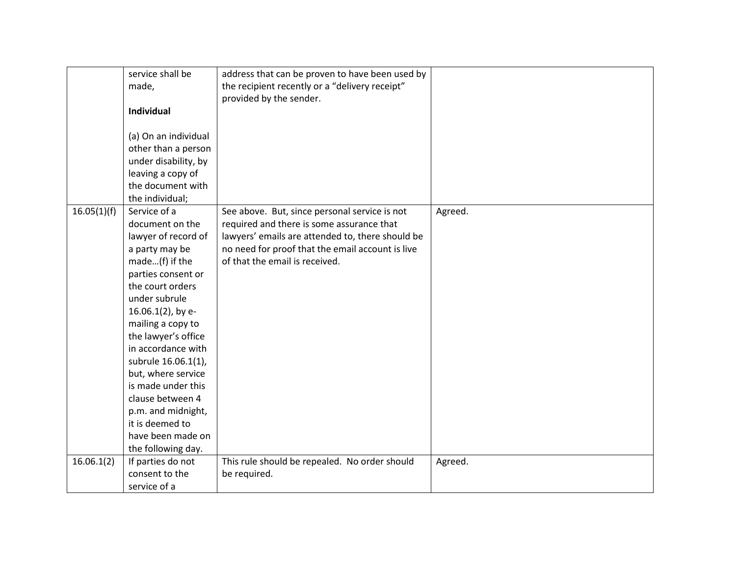| | | | |
|---|---|---|---|
| | service shall be made,<br><br>**Individual**<br><br>(a) On an individual other than a person under disability, by leaving a copy of the document with the individual; | address that can be proven to have been used by the recipient recently or a “delivery receipt” provided by the sender. | |
| 16.05(1)(f) | Service of a document on the lawyer of record of a party may be made…(f) if the parties consent or the court orders under subrule 16.06.1(2), by e-mailing a copy to the lawyer’s office in accordance with subrule 16.06.1(1), but, where service is made under this clause between 4 p.m. and midnight, it is deemed to have been made on the following day. | See above. But, since personal service is not required and there is some assurance that lawyers’ emails are attended to, there should be no need for proof that the email account is live of that the email is received. | Agreed. |
| 16.06.1(2) | If parties do not consent to the service of a | This rule should be repealed. No order should be required. | Agreed. |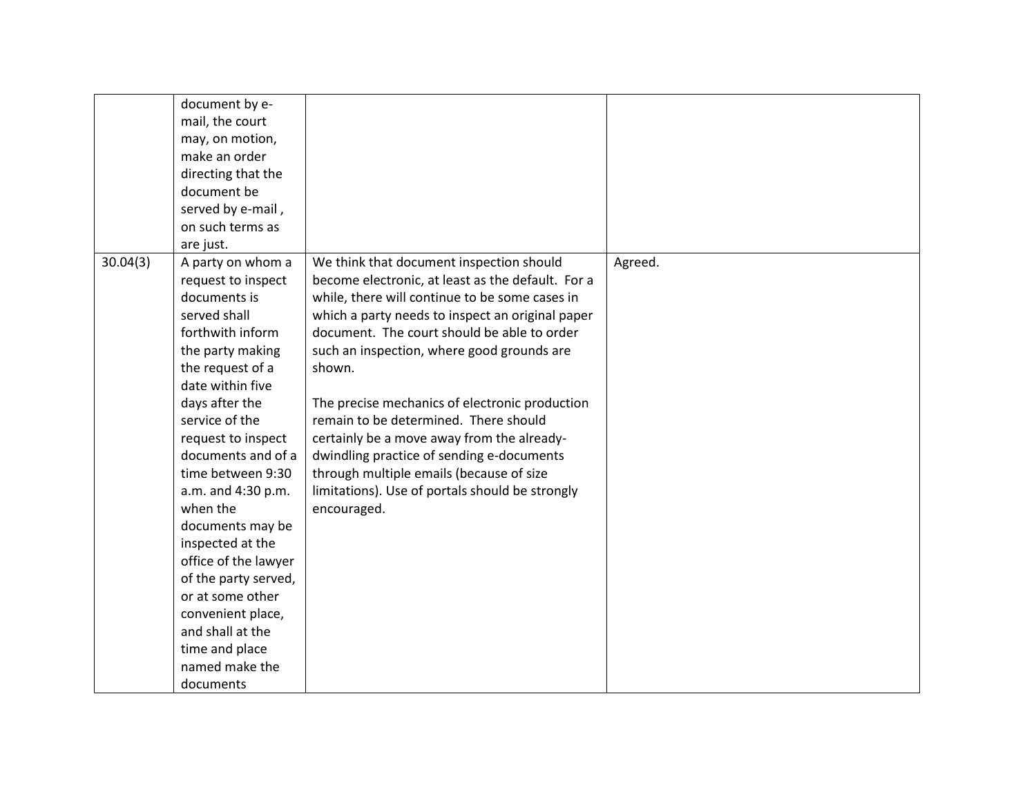| | | | |
|---|---|---|---|
| | document by e-mail, the court may, on motion, make an order directing that the document be served by e-mail , on such terms as are just. | | |
| 30.04(3) | A party on whom a request to inspect documents is served shall forthwith inform the party making the request of a date within five days after the service of the request to inspect documents and of a time between 9:30 a.m. and 4:30 p.m. when the documents may be inspected at the office of the lawyer of the party served, or at some other convenient place, and shall at the time and place named make the documents | We think that document inspection should become electronic, at least as the default. For a while, there will continue to be some cases in which a party needs to inspect an original paper document. The court should be able to order such an inspection, where good grounds are shown.<br><br>The precise mechanics of electronic production remain to be determined. There should certainly be a move away from the already-dwindling practice of sending e-documents through multiple emails (because of size limitations). Use of portals should be strongly encouraged. | Agreed. |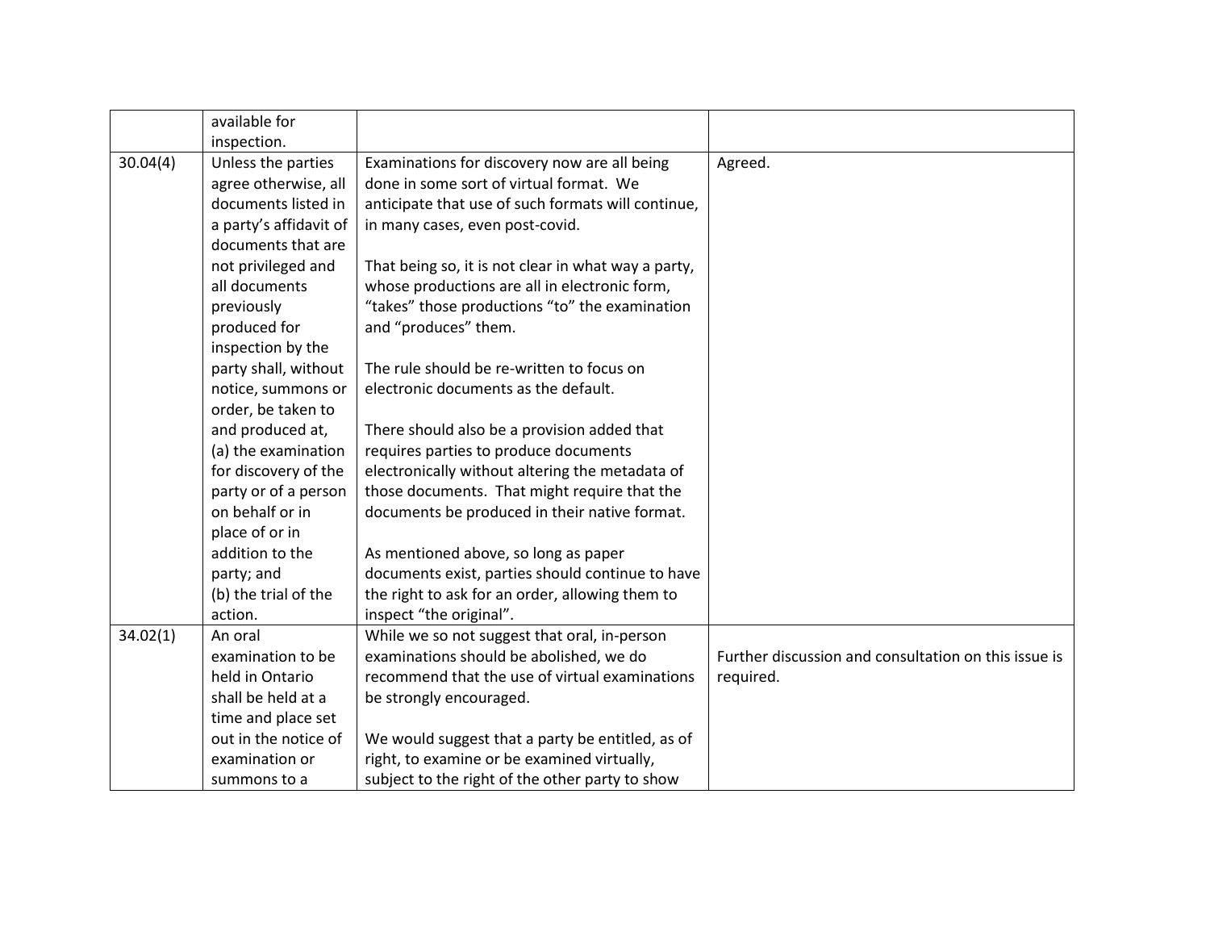| | | | |
|---|---|---|---|
| | available for inspection. | | |
| 30.04(4) | Unless the parties agree otherwise, all documents listed in a party's affidavit of documents that are not privileged and all documents previously produced for inspection by the party shall, without notice, summons or order, be taken to and produced at, (a) the examination for discovery of the party or of a person on behalf or in place of or in addition to the party; and (b) the trial of the action. | Examinations for discovery now are all being done in some sort of virtual format. We anticipate that use of such formats will continue, in many cases, even post-covid.<br><br>That being so, it is not clear in what way a party, whose productions are all in electronic form, "takes" those productions "to" the examination and "produces" them.<br><br>The rule should be re-written to focus on electronic documents as the default.<br><br>There should also be a provision added that requires parties to produce documents electronically without altering the metadata of those documents. That might require that the documents be produced in their native format.<br><br>As mentioned above, so long as paper documents exist, parties should continue to have the right to ask for an order, allowing them to inspect "the original". | Agreed. |
| 34.02(1) | An oral examination to be held in Ontario shall be held at a time and place set out in the notice of examination or summons to a | While we so not suggest that oral, in-person examinations should be abolished, we do recommend that the use of virtual examinations be strongly encouraged.<br><br>We would suggest that a party be entitled, as of right, to examine or be examined virtually, subject to the right of the other party to show | Further discussion and consultation on this issue is required. |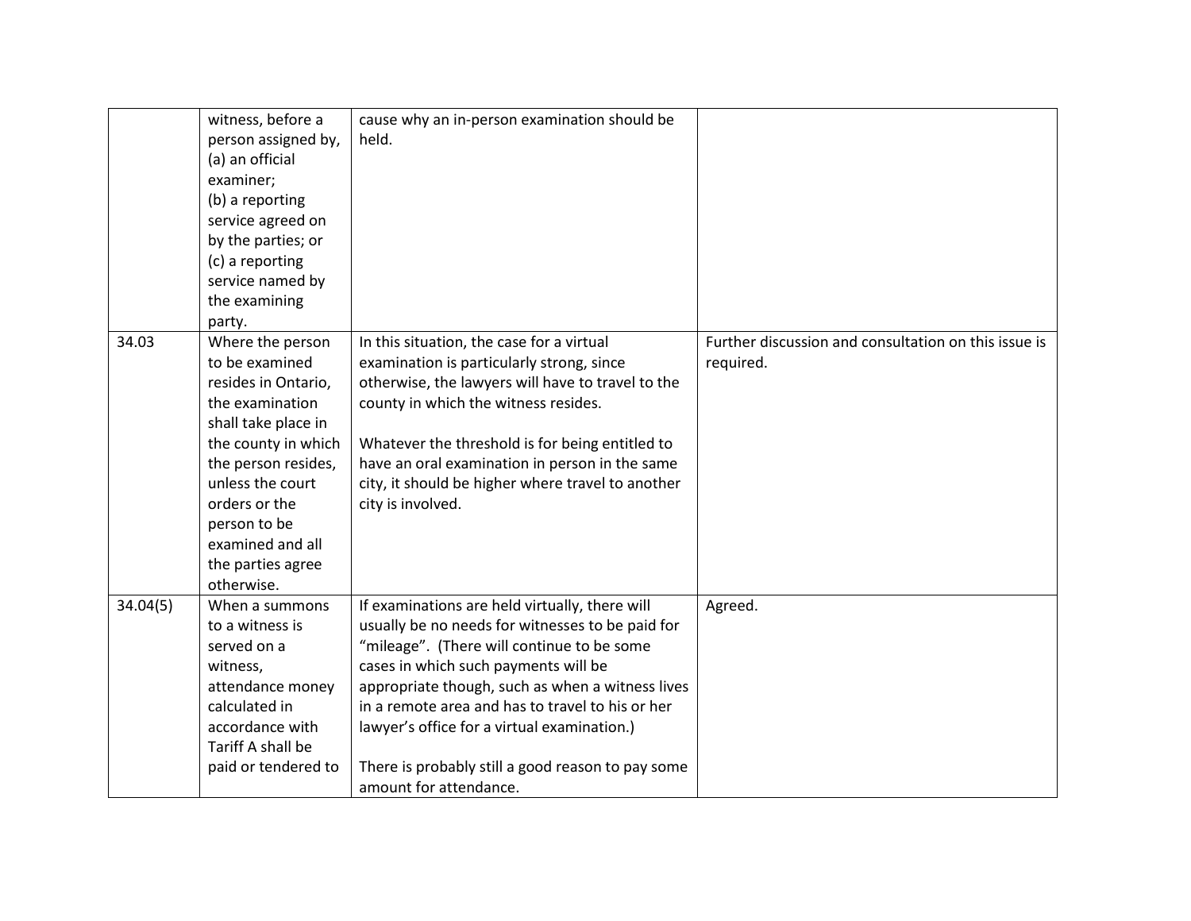| | | | |
|---|---|---|---|
| | witness, before a person assigned by, (a) an official examiner; (b) a reporting service agreed on by the parties; or (c) a reporting service named by the examining party. | cause why an in-person examination should be held. | |
| 34.03 | Where the person to be examined resides in Ontario, the examination shall take place in the county in which the person resides, unless the court orders or the person to be examined and all the parties agree otherwise. | In this situation, the case for a virtual examination is particularly strong, since otherwise, the lawyers will have to travel to the county in which the witness resides.<br><br>Whatever the threshold is for being entitled to have an oral examination in person in the same city, it should be higher where travel to another city is involved. | Further discussion and consultation on this issue is required. |
| 34.04(5) | When a summons to a witness is served on a witness, attendance money calculated in accordance with Tariff A shall be paid or tendered to | If examinations are held virtually, there will usually be no needs for witnesses to be paid for "mileage". (There will continue to be some cases in which such payments will be appropriate though, such as when a witness lives in a remote area and has to travel to his or her lawyer's office for a virtual examination.)<br><br>There is probably still a good reason to pay some amount for attendance. | Agreed. |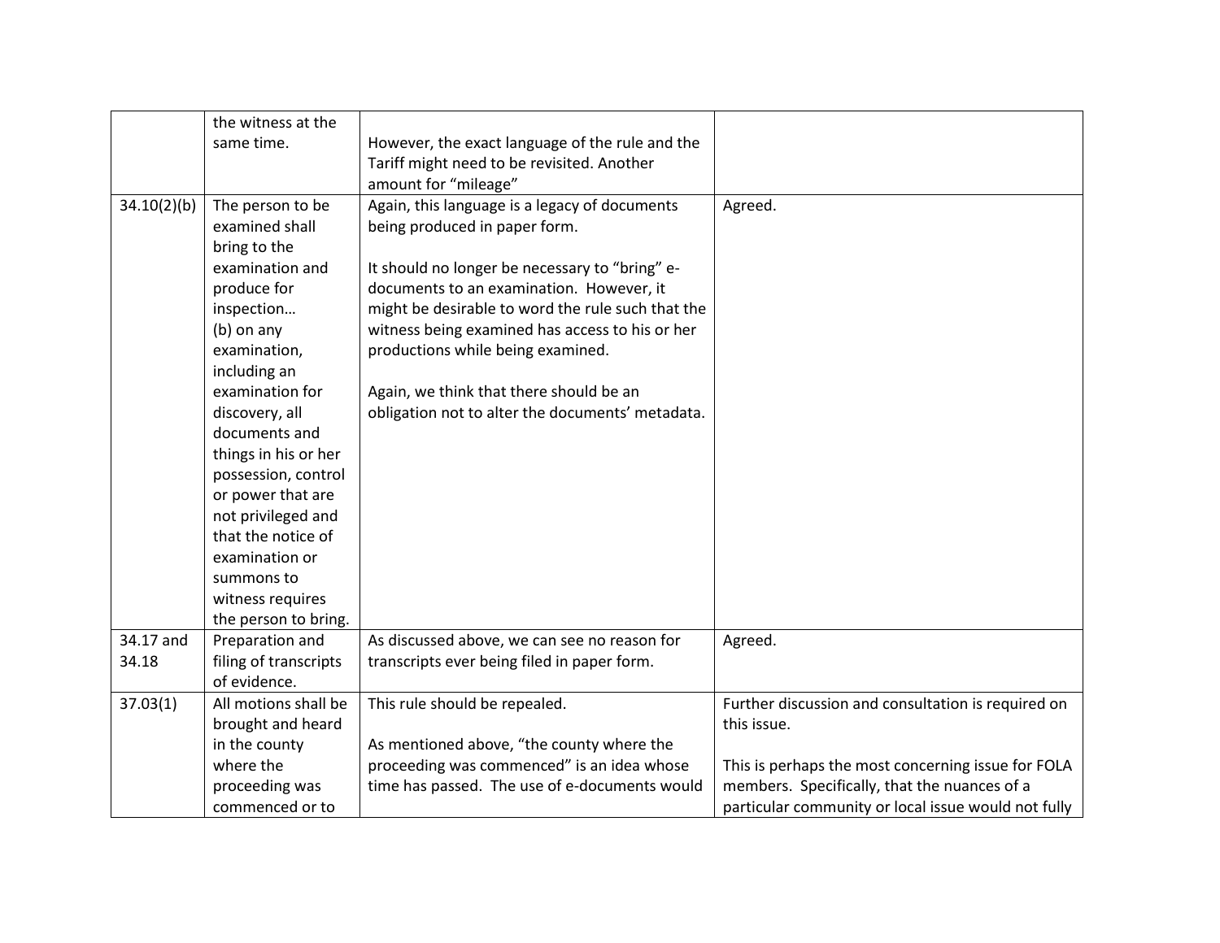| | | | |
|---|---|---|---|
| | the witness at the same time. | However, the exact language of the rule and the Tariff might need to be revisited. Another amount for "mileage" | |
| 34.10(2)(b) | The person to be examined shall bring to the examination and produce for inspection… (b) on any examination, including an examination for discovery, all documents and things in his or her possession, control or power that are not privileged and that the notice of examination or summons to witness requires the person to bring. | Again, this language is a legacy of documents being produced in paper form.<br><br>It should no longer be necessary to "bring" e-documents to an examination. However, it might be desirable to word the rule such that the witness being examined has access to his or her productions while being examined.<br><br>Again, we think that there should be an obligation not to alter the documents' metadata. | Agreed. |
| 34.17 and 34.18 | Preparation and filing of transcripts of evidence. | As discussed above, we can see no reason for transcripts ever being filed in paper form. | Agreed. |
| 37.03(1) | All motions shall be brought and heard in the county where the proceeding was commenced or to | This rule should be repealed.<br><br>As mentioned above, "the county where the proceeding was commenced" is an idea whose time has passed. The use of e-documents would | Further discussion and consultation is required on this issue.<br><br>This is perhaps the most concerning issue for FOLA members. Specifically, that the nuances of a particular community or local issue would not fully |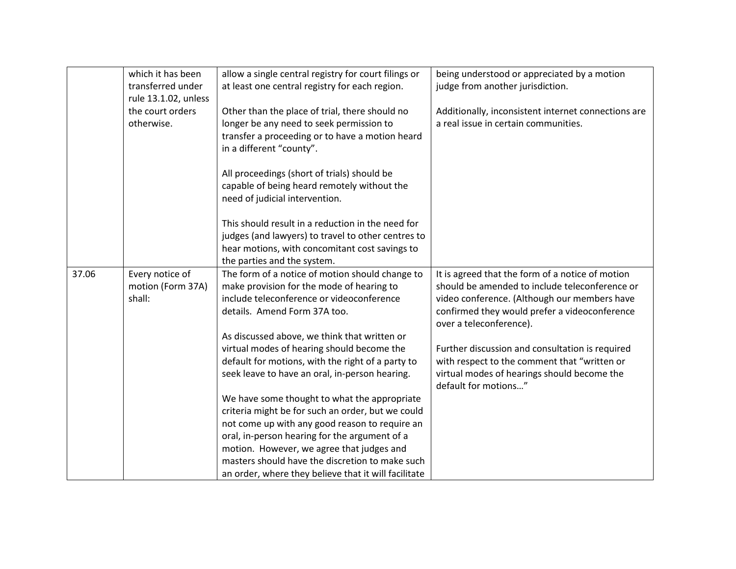| | | | |
|---|---|---|---|
| | which it has been transferred under rule 13.1.02, unless the court orders otherwise. | allow a single central registry for court filings or at least one central registry for each region.<br><br>Other than the place of trial, there should no longer be any need to seek permission to transfer a proceeding or to have a motion heard in a different "county".<br><br>All proceedings (short of trials) should be capable of being heard remotely without the need of judicial intervention.<br><br>This should result in a reduction in the need for judges (and lawyers) to travel to other centres to hear motions, with concomitant cost savings to the parties and the system. | being understood or appreciated by a motion judge from another jurisdiction.<br><br>Additionally, inconsistent internet connections are a real issue in certain communities. |
| 37.06 | Every notice of motion (Form 37A) shall: | The form of a notice of motion should change to make provision for the mode of hearing to include teleconference or videoconference details. Amend Form 37A too.<br><br>As discussed above, we think that written or virtual modes of hearing should become the default for motions, with the right of a party to seek leave to have an oral, in-person hearing.<br><br>We have some thought to what the appropriate criteria might be for such an order, but we could not come up with any good reason to require an oral, in-person hearing for the argument of a motion. However, we agree that judges and masters should have the discretion to make such an order, where they believe that it will facilitate | It is agreed that the form of a notice of motion should be amended to include teleconference or video conference. (Although our members have confirmed they would prefer a videoconference over a teleconference).<br><br>Further discussion and consultation is required with respect to the comment that "written or virtual modes of hearings should become the default for motions…" |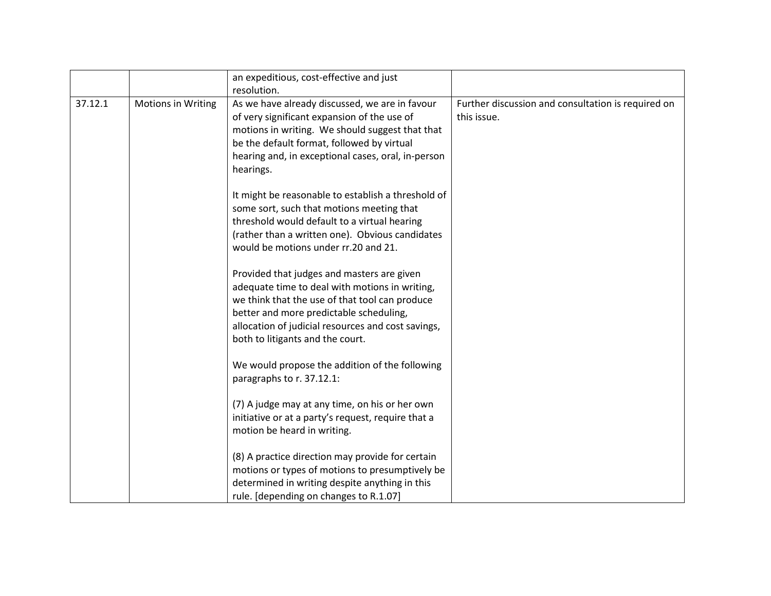| | | | |
|---|---|---|---|
| | | an expeditious, cost-effective and just resolution. | |
| 37.12.1 | Motions in Writing | As we have already discussed, we are in favour of very significant expansion of the use of motions in writing. We should suggest that that be the default format, followed by virtual hearing and, in exceptional cases, oral, in-person hearings.<br><br>It might be reasonable to establish a threshold of some sort, such that motions meeting that threshold would default to a virtual hearing (rather than a written one). Obvious candidates would be motions under rr.20 and 21.<br><br>Provided that judges and masters are given adequate time to deal with motions in writing, we think that the use of that tool can produce better and more predictable scheduling, allocation of judicial resources and cost savings, both to litigants and the court.<br><br>We would propose the addition of the following paragraphs to r. 37.12.1:<br><br>(7) A judge may at any time, on his or her own initiative or at a party's request, require that a motion be heard in writing.<br><br>(8) A practice direction may provide for certain motions or types of motions to presumptively be determined in writing despite anything in this rule. [depending on changes to R.1.07] | Further discussion and consultation is required on this issue. |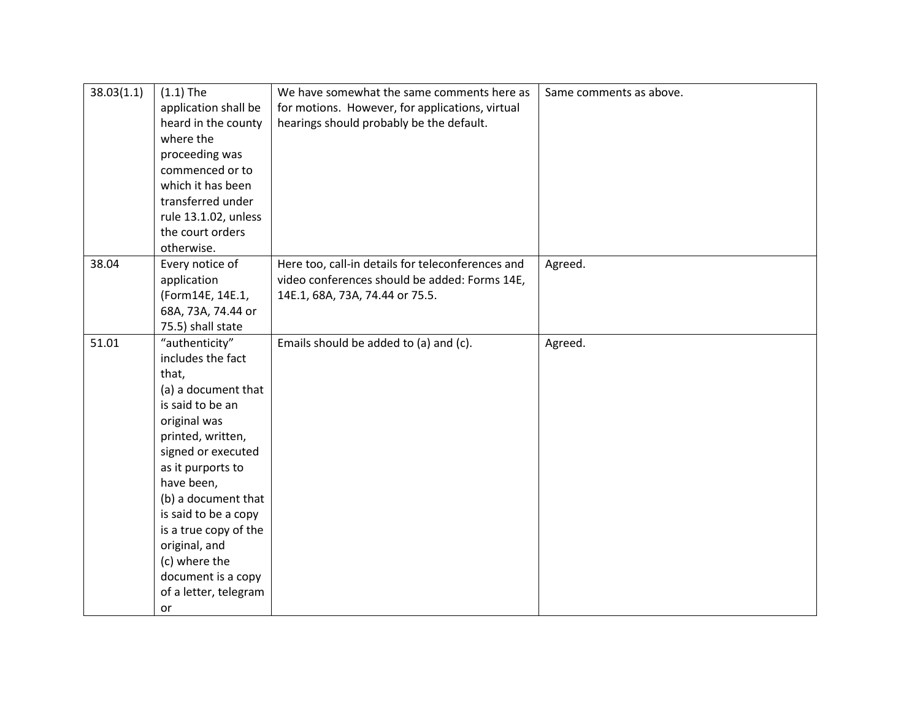| 38.03(1.1) | (1.1) The application shall be heard in the county where the proceeding was commenced or to which it has been transferred under rule 13.1.02, unless the court orders otherwise. | We have somewhat the same comments here as for motions. However, for applications, virtual hearings should probably be the default. | Same comments as above. |
|---|---|---|---|
| 38.04 | Every notice of application (Form14E, 14E.1, 68A, 73A, 74.44 or 75.5) shall state | Here too, call-in details for teleconferences and video conferences should be added: Forms 14E, 14E.1, 68A, 73A, 74.44 or 75.5. | Agreed. |
| 51.01 | "authenticity" includes the fact that,<br>(a) a document that is said to be an original was printed, written, signed or executed as it purports to have been,<br>(b) a document that is said to be a copy is a true copy of the original, and<br>(c) where the document is a copy of a letter, telegram or | Emails should be added to (a) and (c). | Agreed. |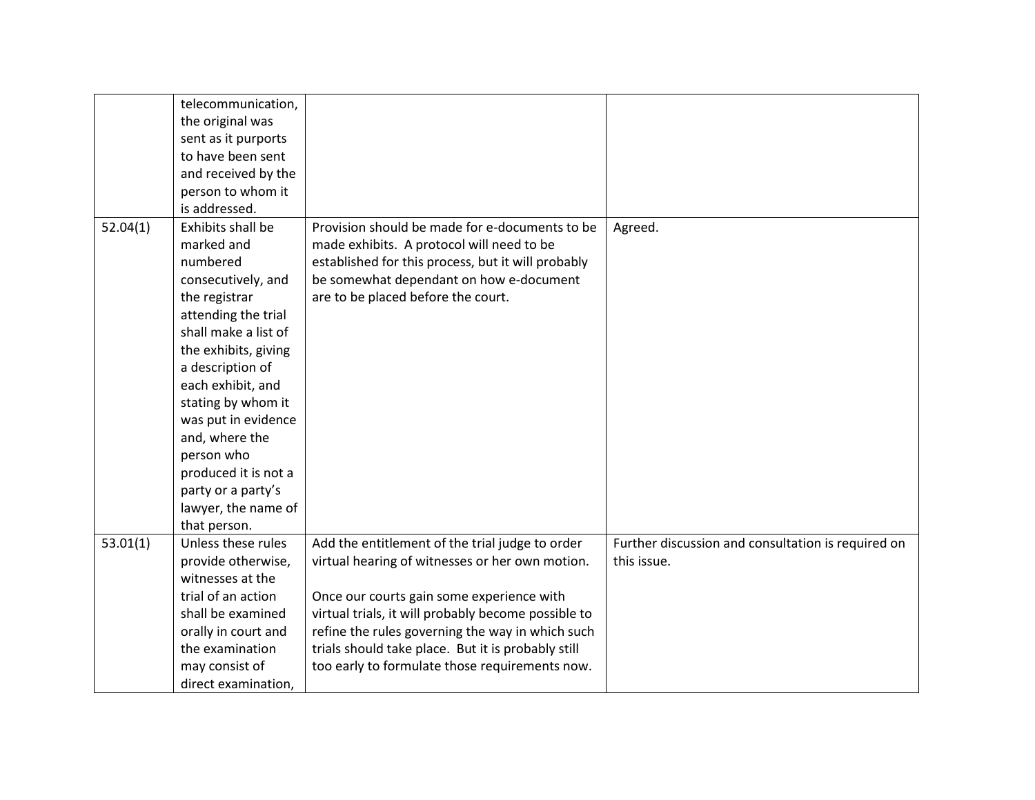| | | | |
|---|---|---|---|
| | telecommunication, the original was sent as it purports to have been sent and received by the person to whom it is addressed. | | |
| 52.04(1) | Exhibits shall be marked and numbered consecutively, and the registrar attending the trial shall make a list of the exhibits, giving a description of each exhibit, and stating by whom it was put in evidence and, where the person who produced it is not a party or a party's lawyer, the name of that person. | Provision should be made for e-documents to be made exhibits. A protocol will need to be established for this process, but it will probably be somewhat dependant on how e-document are to be placed before the court. | Agreed. |
| 53.01(1) | Unless these rules provide otherwise, witnesses at the trial of an action shall be examined orally in court and the examination may consist of direct examination, | Add the entitlement of the trial judge to order virtual hearing of witnesses or her own motion.<br><br>Once our courts gain some experience with virtual trials, it will probably become possible to refine the rules governing the way in which such trials should take place. But it is probably still too early to formulate those requirements now. | Further discussion and consultation is required on this issue. |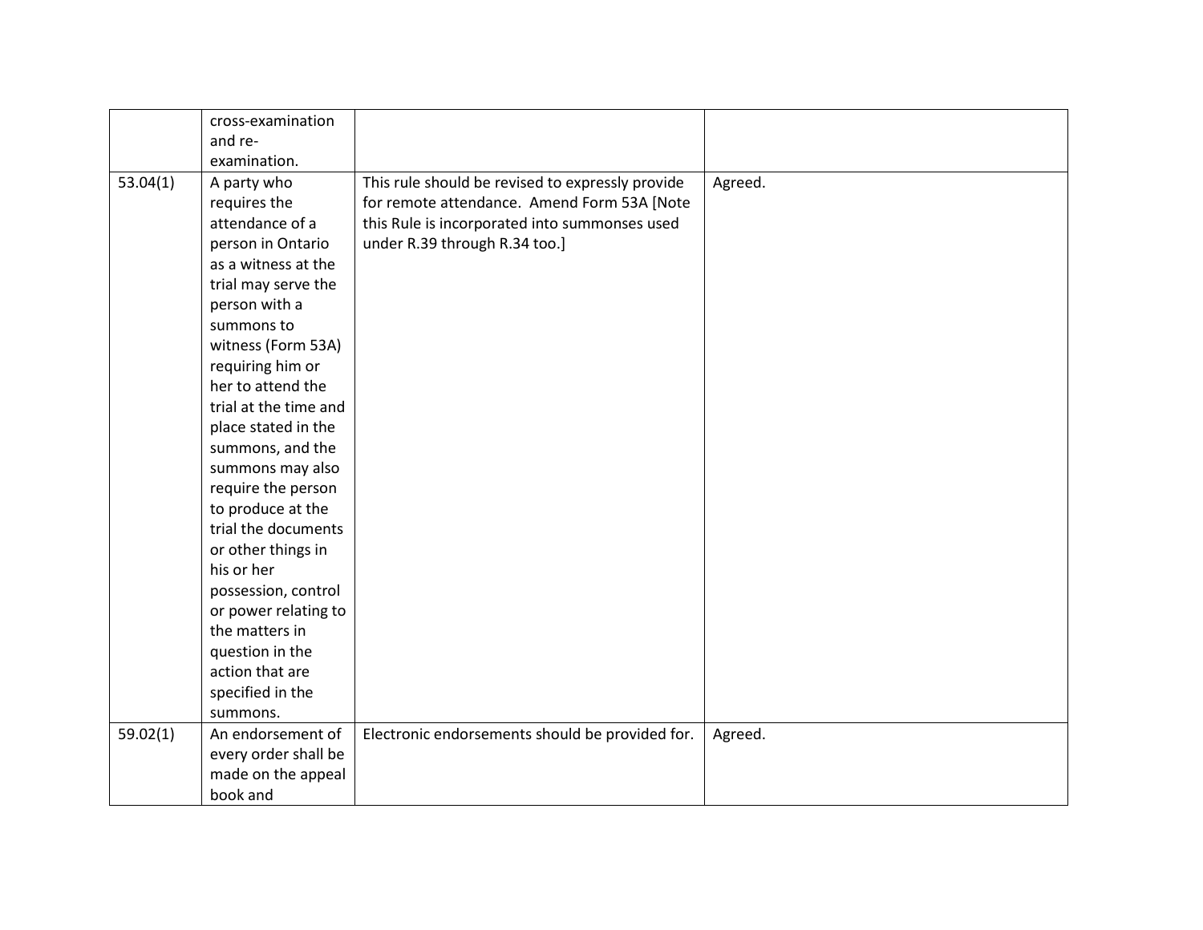| | | | |
|---|---|---|---|
| | cross-examination and re-examination. | | |
| 53.04(1) | A party who requires the attendance of a person in Ontario as a witness at the trial may serve the person with a summons to witness (Form 53A) requiring him or her to attend the trial at the time and place stated in the summons, and the summons may also require the person to produce at the trial the documents or other things in his or her possession, control or power relating to the matters in question in the action that are specified in the summons. | This rule should be revised to expressly provide for remote attendance. Amend Form 53A [Note this Rule is incorporated into summonses used under R.39 through R.34 too.] | Agreed. |
| 59.02(1) | An endorsement of every order shall be made on the appeal book and | Electronic endorsements should be provided for. | Agreed. |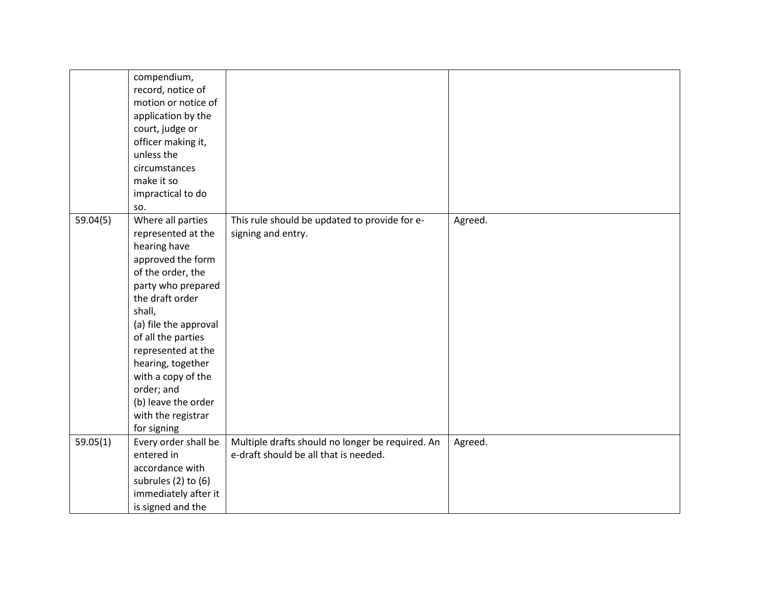| | | | |
|---|---|---|---|
| | compendium, record, notice of motion or notice of application by the court, judge or officer making it, unless the circumstances make it so impractical to do so. | | |
| 59.04(5) | Where all parties represented at the hearing have approved the form of the order, the party who prepared the draft order shall,<br>(a) file the approval of all the parties represented at the hearing, together with a copy of the order; and<br>(b) leave the order with the registrar for signing | This rule should be updated to provide for e-signing and entry. | Agreed. |
| 59.05(1) | Every order shall be entered in accordance with subrules (2) to (6) immediately after it is signed and the | Multiple drafts should no longer be required. An e-draft should be all that is needed. | Agreed. |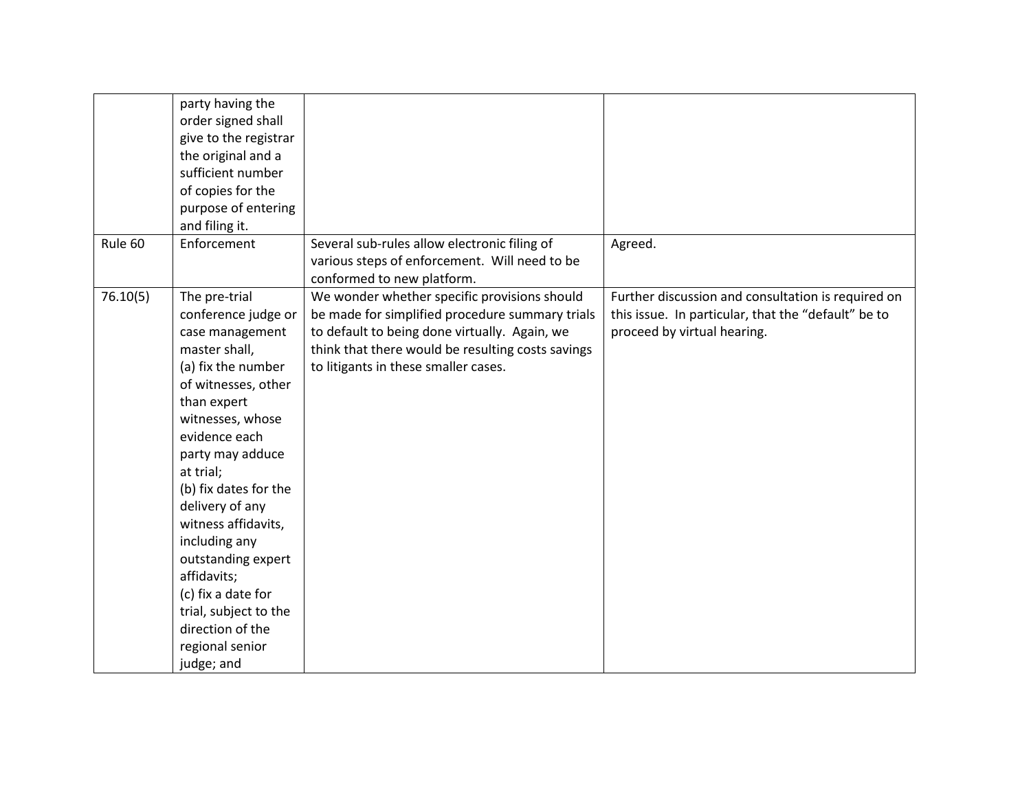| | | | |
|---|---|---|---|
| | party having the order signed shall give to the registrar the original and a sufficient number of copies for the purpose of entering and filing it. | | |
| Rule 60 | Enforcement | Several sub-rules allow electronic filing of various steps of enforcement. Will need to be conformed to new platform. | Agreed. |
| 76.10(5) | The pre-trial conference judge or case management master shall,<br>(a) fix the number of witnesses, other than expert witnesses, whose evidence each party may adduce at trial;<br>(b) fix dates for the delivery of any witness affidavits, including any outstanding expert affidavits;<br>(c) fix a date for trial, subject to the direction of the regional senior judge; and | We wonder whether specific provisions should be made for simplified procedure summary trials to default to being done virtually. Again, we think that there would be resulting costs savings to litigants in these smaller cases. | Further discussion and consultation is required on this issue. In particular, that the "default" be to proceed by virtual hearing. |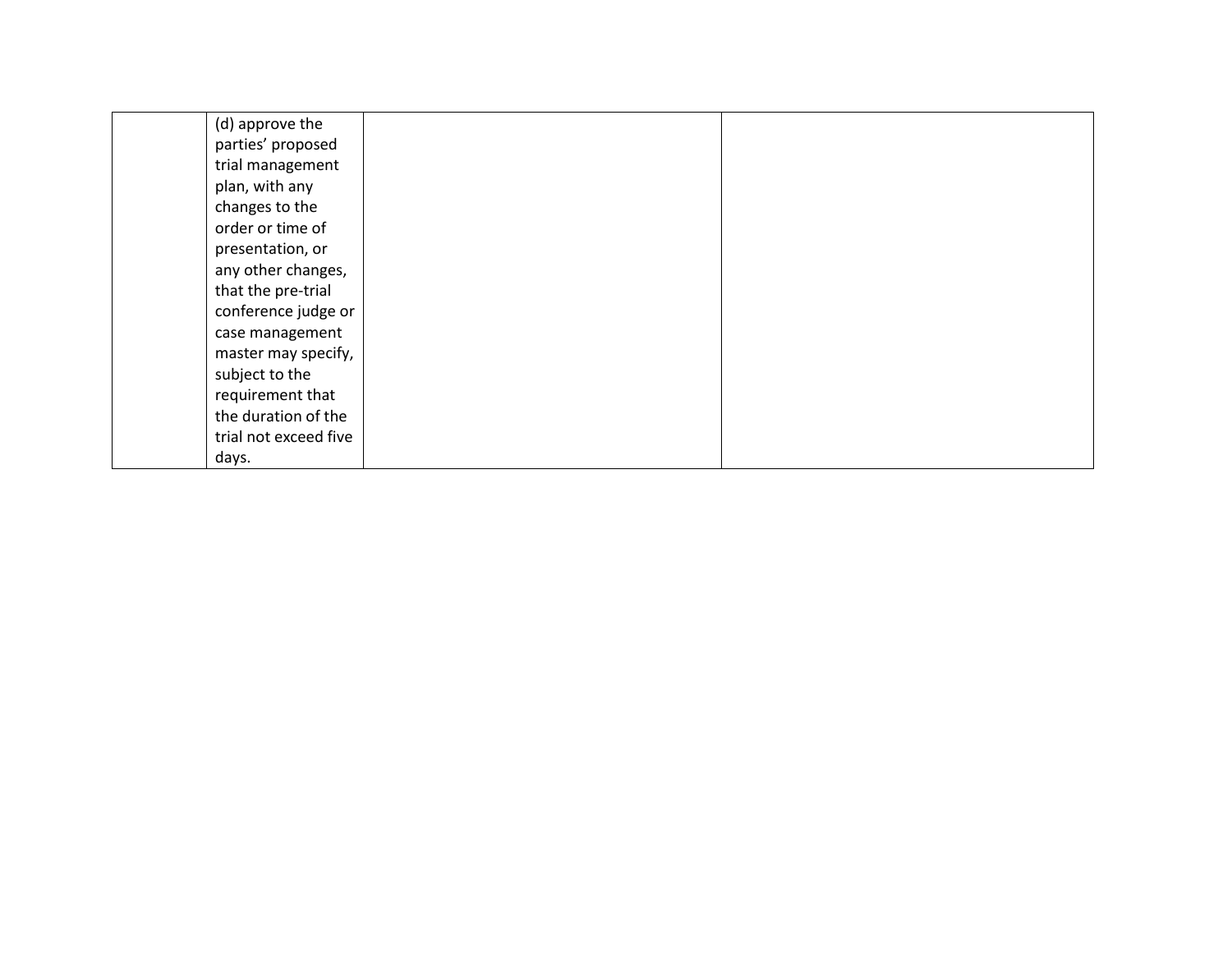| | | | |
|---|---|---|---|
| | (d) approve the parties’ proposed trial management plan, with any changes to the order or time of presentation, or any other changes, that the pre-trial conference judge or case management master may specify, subject to the requirement that the duration of the trial not exceed five days. | | |